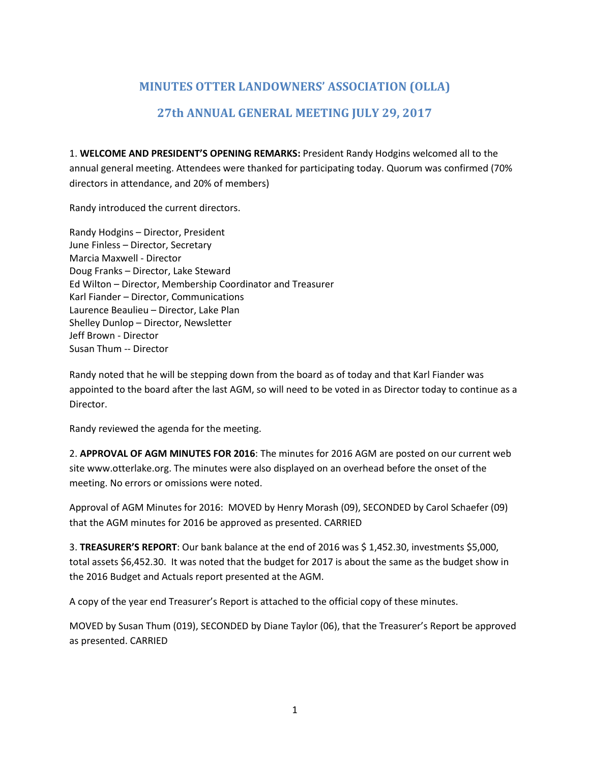# MINUTES OTTER LANDOWNERS' ASSOCIATION (OLLA)

## 27th ANNUAL GENERAL MEETING JULY 29, 2017

1. **WELCOME AND PRESIDENT'S OPENING REMARKS:** President Randy Hodgins welcomed all to the annual general meeting. Attendees were thanked for participating today. Quorum was confirmed (70% directors in attendance, and 20% of members)

Randy introduced the current directors.

Randy Hodgins – Director, President
June Finless – Director, Secretary
Marcia Maxwell - Director
Doug Franks – Director, Lake Steward
Ed Wilton – Director, Membership Coordinator and Treasurer
Karl Fiander – Director, Communications
Laurence Beaulieu – Director, Lake Plan
Shelley Dunlop – Director, Newsletter
Jeff Brown - Director
Susan Thum -- Director

Randy noted that he will be stepping down from the board as of today and that Karl Fiander was appointed to the board after the last AGM, so will need to be voted in as Director today to continue as a Director.

Randy reviewed the agenda for the meeting.

2. **APPROVAL OF AGM MINUTES FOR 2016**: The minutes for 2016 AGM are posted on our current web site www.otterlake.org. The minutes were also displayed on an overhead before the onset of the meeting. No errors or omissions were noted.

Approval of AGM Minutes for 2016: MOVED by Henry Morash (09), SECONDED by Carol Schaefer (09) that the AGM minutes for 2016 be approved as presented. CARRIED

3. **TREASURER'S REPORT**: Our bank balance at the end of 2016 was $ 1,452.30, investments $5,000, total assets $6,452.30. It was noted that the budget for 2017 is about the same as the budget show in the 2016 Budget and Actuals report presented at the AGM.

A copy of the year end Treasurer's Report is attached to the official copy of these minutes.

MOVED by Susan Thum (019), SECONDED by Diane Taylor (06), that the Treasurer's Report be approved as presented. CARRIED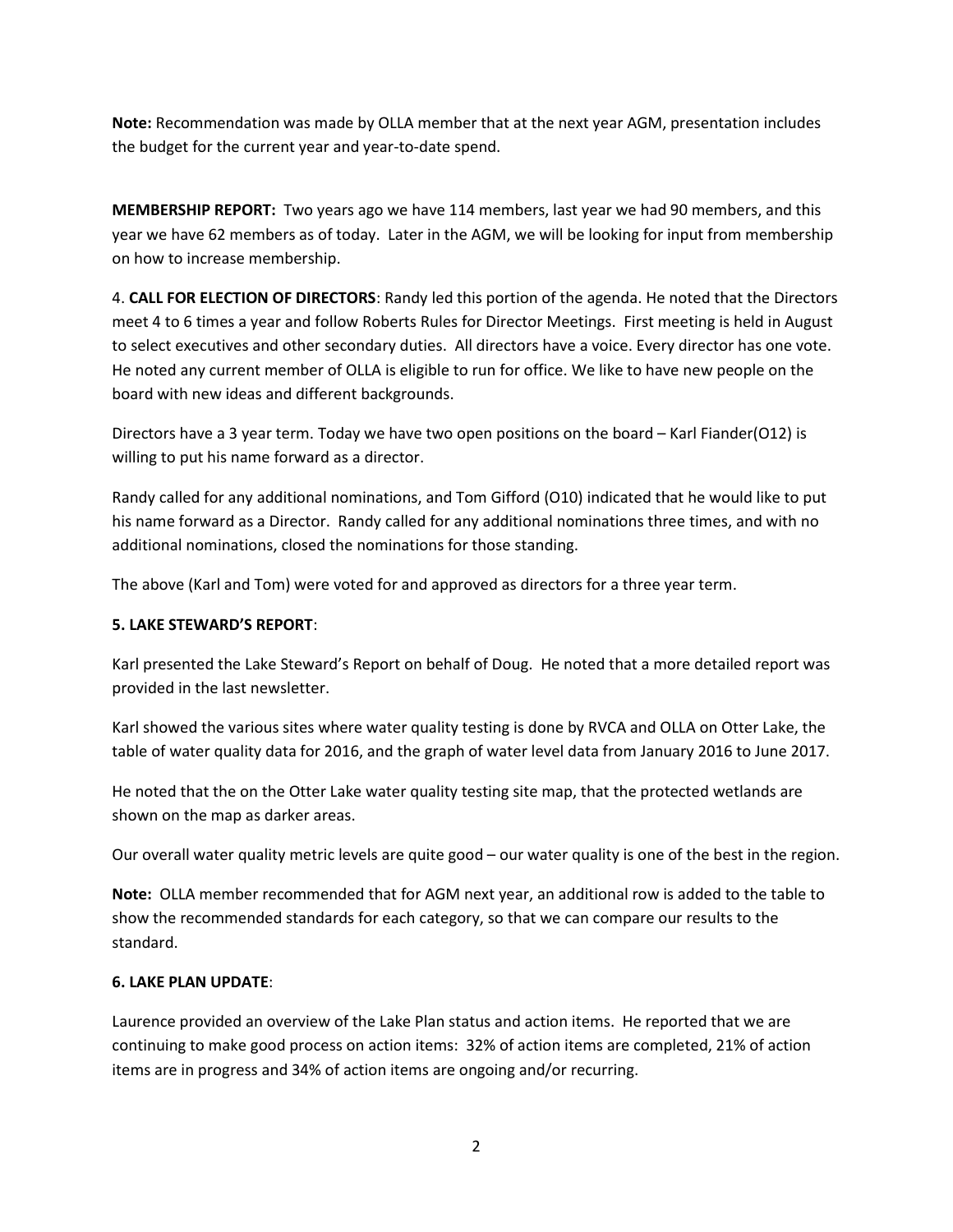**Note:** Recommendation was made by OLLA member that at the next year AGM, presentation includes the budget for the current year and year-to-date spend.

**MEMBERSHIP REPORT:** Two years ago we have 114 members, last year we had 90 members, and this year we have 62 members as of today. Later in the AGM, we will be looking for input from membership on how to increase membership.

4. **CALL FOR ELECTION OF DIRECTORS**: Randy led this portion of the agenda. He noted that the Directors meet 4 to 6 times a year and follow Roberts Rules for Director Meetings. First meeting is held in August to select executives and other secondary duties. All directors have a voice. Every director has one vote. He noted any current member of OLLA is eligible to run for office. We like to have new people on the board with new ideas and different backgrounds.

Directors have a 3 year term. Today we have two open positions on the board – Karl Fiander(O12) is willing to put his name forward as a director.

Randy called for any additional nominations, and Tom Gifford (O10) indicated that he would like to put his name forward as a Director. Randy called for any additional nominations three times, and with no additional nominations, closed the nominations for those standing.

The above (Karl and Tom) were voted for and approved as directors for a three year term.

**5. LAKE STEWARD'S REPORT**:

Karl presented the Lake Steward's Report on behalf of Doug. He noted that a more detailed report was provided in the last newsletter.

Karl showed the various sites where water quality testing is done by RVCA and OLLA on Otter Lake, the table of water quality data for 2016, and the graph of water level data from January 2016 to June 2017.

He noted that the on the Otter Lake water quality testing site map, that the protected wetlands are shown on the map as darker areas.

Our overall water quality metric levels are quite good – our water quality is one of the best in the region.

**Note:** OLLA member recommended that for AGM next year, an additional row is added to the table to show the recommended standards for each category, so that we can compare our results to the standard.

**6. LAKE PLAN UPDATE**:

Laurence provided an overview of the Lake Plan status and action items. He reported that we are continuing to make good process on action items: 32% of action items are completed, 21% of action items are in progress and 34% of action items are ongoing and/or recurring.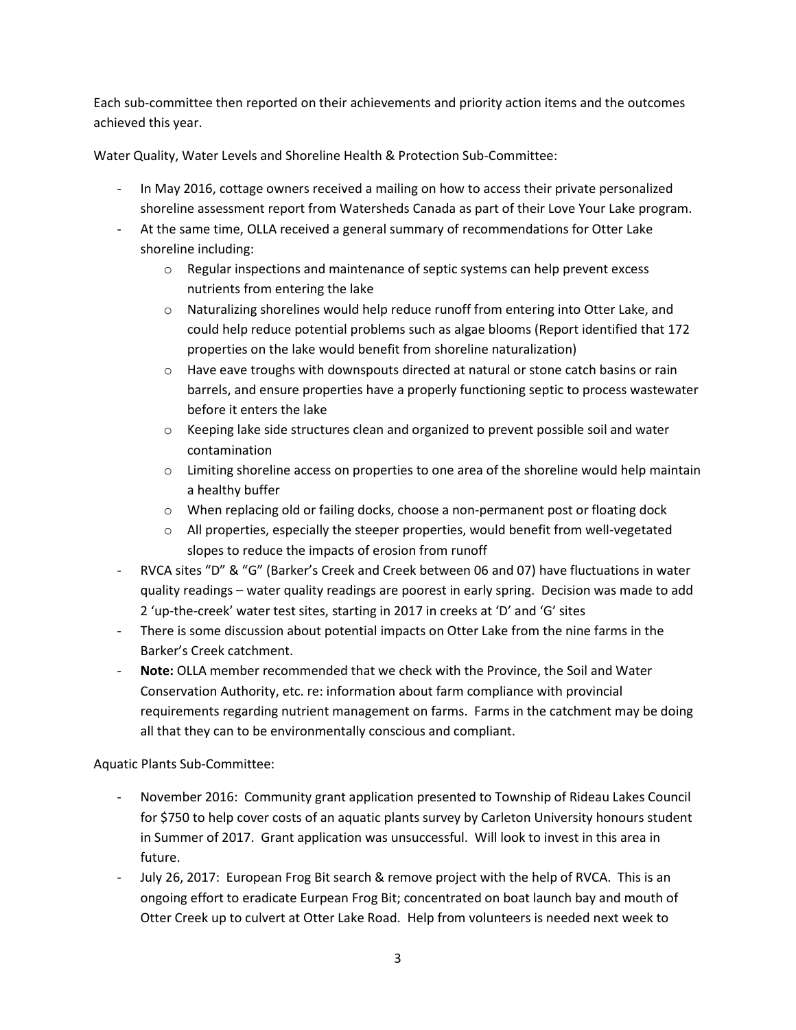Each sub-committee then reported on their achievements and priority action items and the outcomes achieved this year.

Water Quality, Water Levels and Shoreline Health & Protection Sub-Committee:

- In May 2016, cottage owners received a mailing on how to access their private personalized shoreline assessment report from Watersheds Canada as part of their Love Your Lake program.
- At the same time, OLLA received a general summary of recommendations for Otter Lake shoreline including:
    - Regular inspections and maintenance of septic systems can help prevent excess nutrients from entering the lake
    - Naturalizing shorelines would help reduce runoff from entering into Otter Lake, and could help reduce potential problems such as algae blooms (Report identified that 172 properties on the lake would benefit from shoreline naturalization)
    - Have eave troughs with downspouts directed at natural or stone catch basins or rain barrels, and ensure properties have a properly functioning septic to process wastewater before it enters the lake
    - Keeping lake side structures clean and organized to prevent possible soil and water contamination
    - Limiting shoreline access on properties to one area of the shoreline would help maintain a healthy buffer
    - When replacing old or failing docks, choose a non-permanent post or floating dock
    - All properties, especially the steeper properties, would benefit from well-vegetated slopes to reduce the impacts of erosion from runoff
- RVCA sites "D" & "G" (Barker's Creek and Creek between 06 and 07) have fluctuations in water quality readings – water quality readings are poorest in early spring. Decision was made to add 2 'up-the-creek' water test sites, starting in 2017 in creeks at 'D' and 'G' sites
- There is some discussion about potential impacts on Otter Lake from the nine farms in the Barker's Creek catchment.
- **Note:** OLLA member recommended that we check with the Province, the Soil and Water Conservation Authority, etc. re: information about farm compliance with provincial requirements regarding nutrient management on farms. Farms in the catchment may be doing all that they can to be environmentally conscious and compliant.

Aquatic Plants Sub-Committee:

- November 2016: Community grant application presented to Township of Rideau Lakes Council for $750 to help cover costs of an aquatic plants survey by Carleton University honours student in Summer of 2017. Grant application was unsuccessful. Will look to invest in this area in future.
- July 26, 2017: European Frog Bit search & remove project with the help of RVCA. This is an ongoing effort to eradicate Eurpean Frog Bit; concentrated on boat launch bay and mouth of Otter Creek up to culvert at Otter Lake Road. Help from volunteers is needed next week to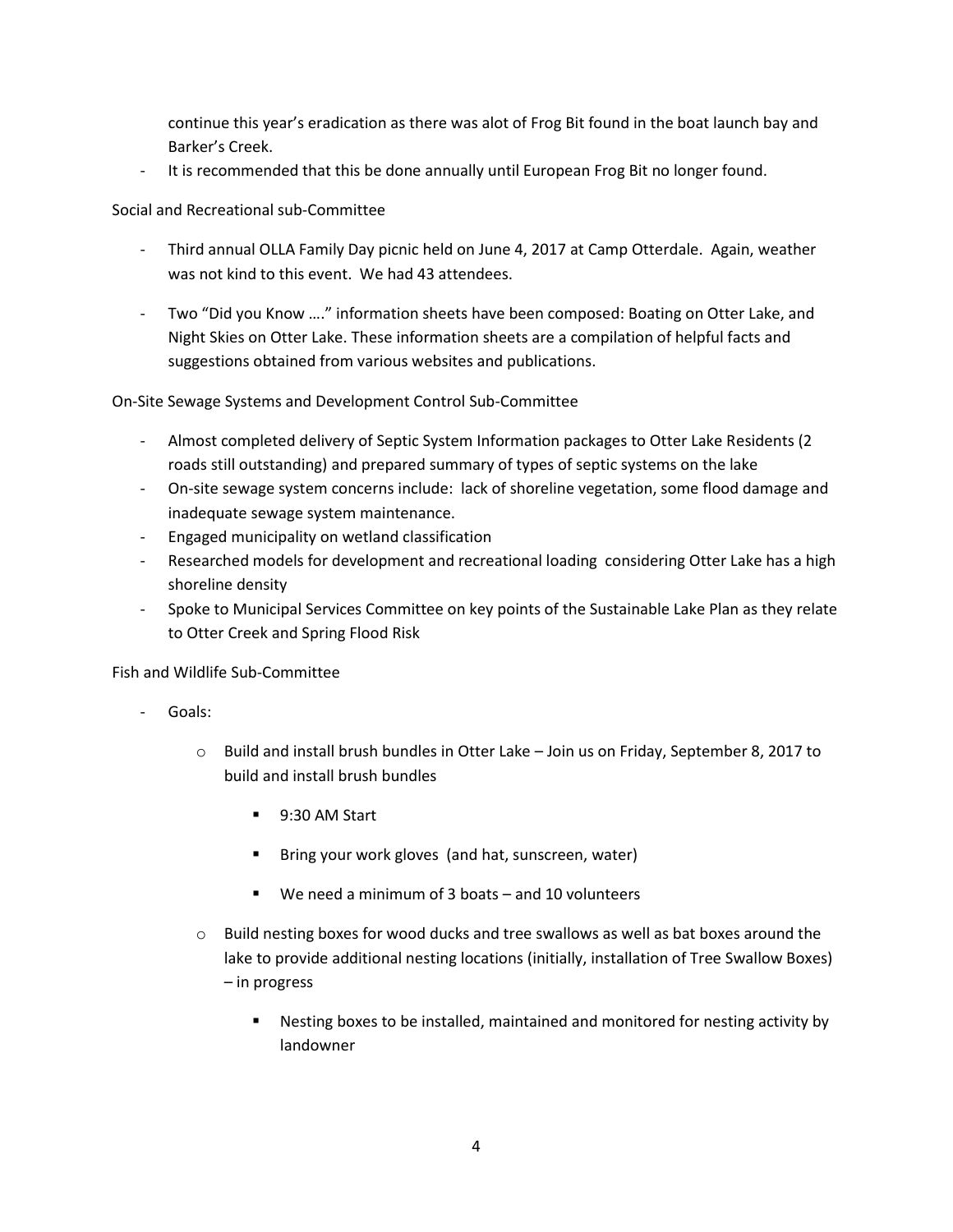continue this year's eradication as there was alot of Frog Bit found in the boat launch bay and Barker's Creek.

- It is recommended that this be done annually until European Frog Bit no longer found.

Social and Recreational sub-Committee

- Third annual OLLA Family Day picnic held on June 4, 2017 at Camp Otterdale. Again, weather was not kind to this event. We had 43 attendees.

- Two "Did you Know …." information sheets have been composed: Boating on Otter Lake, and Night Skies on Otter Lake. These information sheets are a compilation of helpful facts and suggestions obtained from various websites and publications.

On-Site Sewage Systems and Development Control Sub-Committee

- Almost completed delivery of Septic System Information packages to Otter Lake Residents (2 roads still outstanding) and prepared summary of types of septic systems on the lake
- On-site sewage system concerns include: lack of shoreline vegetation, some flood damage and inadequate sewage system maintenance.
- Engaged municipality on wetland classification
- Researched models for development and recreational loading considering Otter Lake has a high shoreline density
- Spoke to Municipal Services Committee on key points of the Sustainable Lake Plan as they relate to Otter Creek and Spring Flood Risk

Fish and Wildlife Sub-Committee

- Goals:
  - Build and install brush bundles in Otter Lake – Join us on Friday, September 8, 2017 to build and install brush bundles
    - 9:30 AM Start
    - Bring your work gloves (and hat, sunscreen, water)
    - We need a minimum of 3 boats – and 10 volunteers
  - Build nesting boxes for wood ducks and tree swallows as well as bat boxes around the lake to provide additional nesting locations (initially, installation of Tree Swallow Boxes) – in progress
    - Nesting boxes to be installed, maintained and monitored for nesting activity by landowner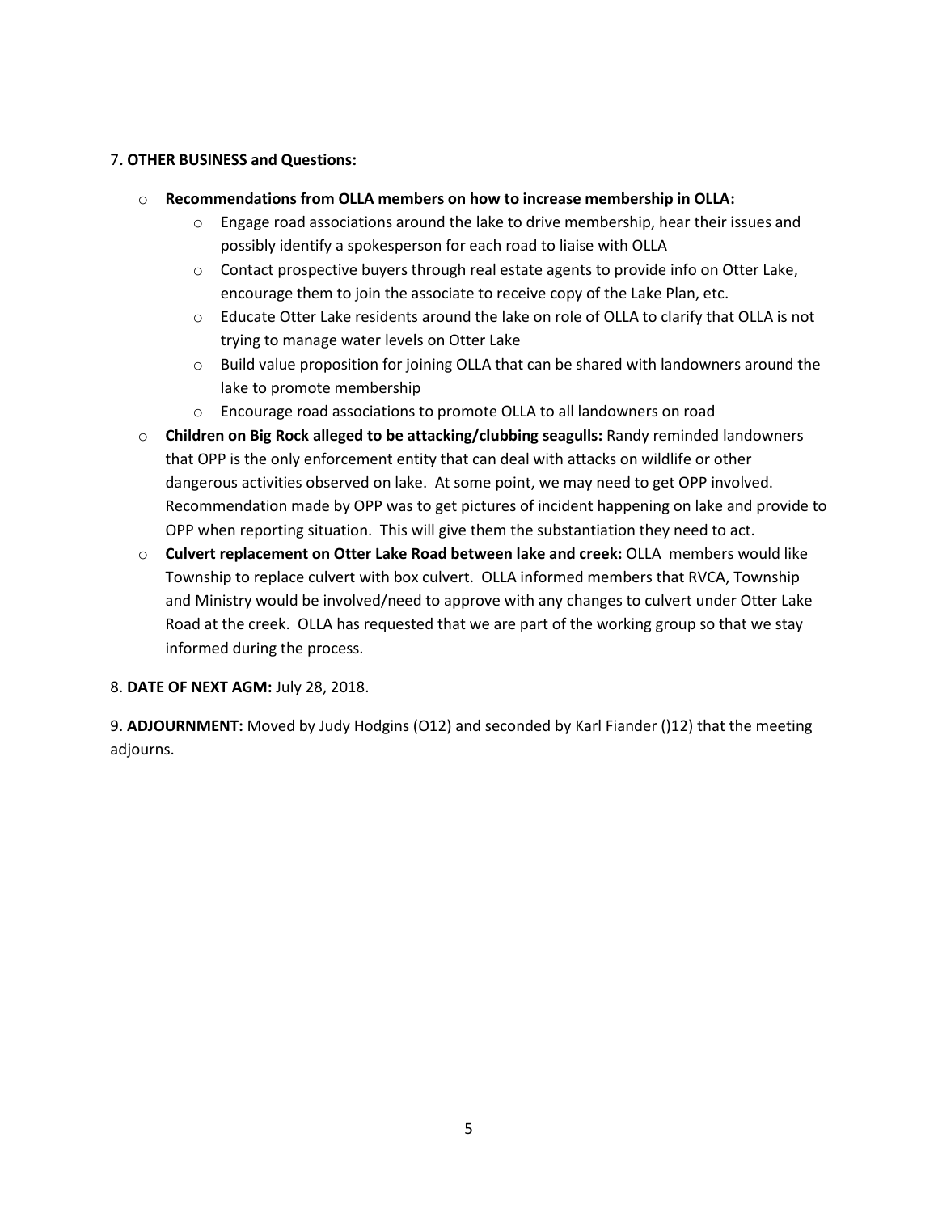7**. OTHER BUSINESS and Questions:**

- **Recommendations from OLLA members on how to increase membership in OLLA:**
  - Engage road associations around the lake to drive membership, hear their issues and possibly identify a spokesperson for each road to liaise with OLLA
  - Contact prospective buyers through real estate agents to provide info on Otter Lake, encourage them to join the associate to receive copy of the Lake Plan, etc.
  - Educate Otter Lake residents around the lake on role of OLLA to clarify that OLLA is not trying to manage water levels on Otter Lake
  - Build value proposition for joining OLLA that can be shared with landowners around the lake to promote membership
  - Encourage road associations to promote OLLA to all landowners on road
- **Children on Big Rock alleged to be attacking/clubbing seagulls:** Randy reminded landowners that OPP is the only enforcement entity that can deal with attacks on wildlife or other dangerous activities observed on lake. At some point, we may need to get OPP involved. Recommendation made by OPP was to get pictures of incident happening on lake and provide to OPP when reporting situation. This will give them the substantiation they need to act.
- **Culvert replacement on Otter Lake Road between lake and creek:** OLLA members would like Township to replace culvert with box culvert. OLLA informed members that RVCA, Township and Ministry would be involved/need to approve with any changes to culvert under Otter Lake Road at the creek. OLLA has requested that we are part of the working group so that we stay informed during the process.

8. **DATE OF NEXT AGM:** July 28, 2018.

9. **ADJOURNMENT:** Moved by Judy Hodgins (O12) and seconded by Karl Fiander ()12) that the meeting adjourns.